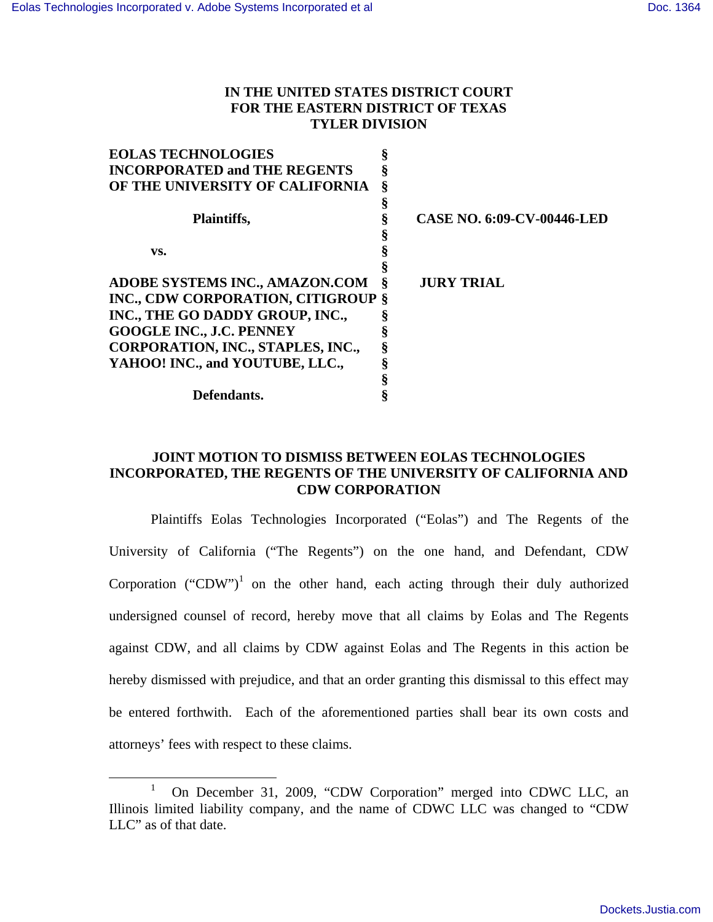**IN THE UNITED STATES DISTRICT COURT**
**FOR THE EASTERN DISTRICT OF TEXAS**
**TYLER DIVISION**

| | | |
|---|---|---|
| **EOLAS TECHNOLOGIES INCORPORATED and THE REGENTS OF THE UNIVERSITY OF CALIFORNIA** | § | |
| | § | |
| **Plaintiffs,** | § | **CASE NO. 6:09-CV-00446-LED** |
| | § | |
| **vs.** | § | |
| | § | |
| **ADOBE SYSTEMS INC., AMAZON.COM INC., CDW CORPORATION, CITIGROUP INC., THE GO DADDY GROUP, INC., GOOGLE INC., J.C. PENNEY CORPORATION, INC., STAPLES, INC., YAHOO! INC., and YOUTUBE, LLC.,** | § | **JURY TRIAL** |
| | § | |
| **Defendants.** | § | |

**JOINT MOTION TO DISMISS BETWEEN EOLAS TECHNOLOGIES INCORPORATED, THE REGENTS OF THE UNIVERSITY OF CALIFORNIA AND CDW CORPORATION**

Plaintiffs Eolas Technologies Incorporated ("Eolas") and The Regents of the University of California ("The Regents") on the one hand, and Defendant, CDW Corporation ("CDW")[1] on the other hand, each acting through their duly authorized undersigned counsel of record, hereby move that all claims by Eolas and The Regents against CDW, and all claims by CDW against Eolas and The Regents in this action be hereby dismissed with prejudice, and that an order granting this dismissal to this effect may be entered forthwith. Each of the aforementioned parties shall bear its own costs and attorneys' fees with respect to these claims.

---

[1] On December 31, 2009, "CDW Corporation" merged into CDWC LLC, an Illinois limited liability company, and the name of CDWC LLC was changed to "CDW LLC" as of that date.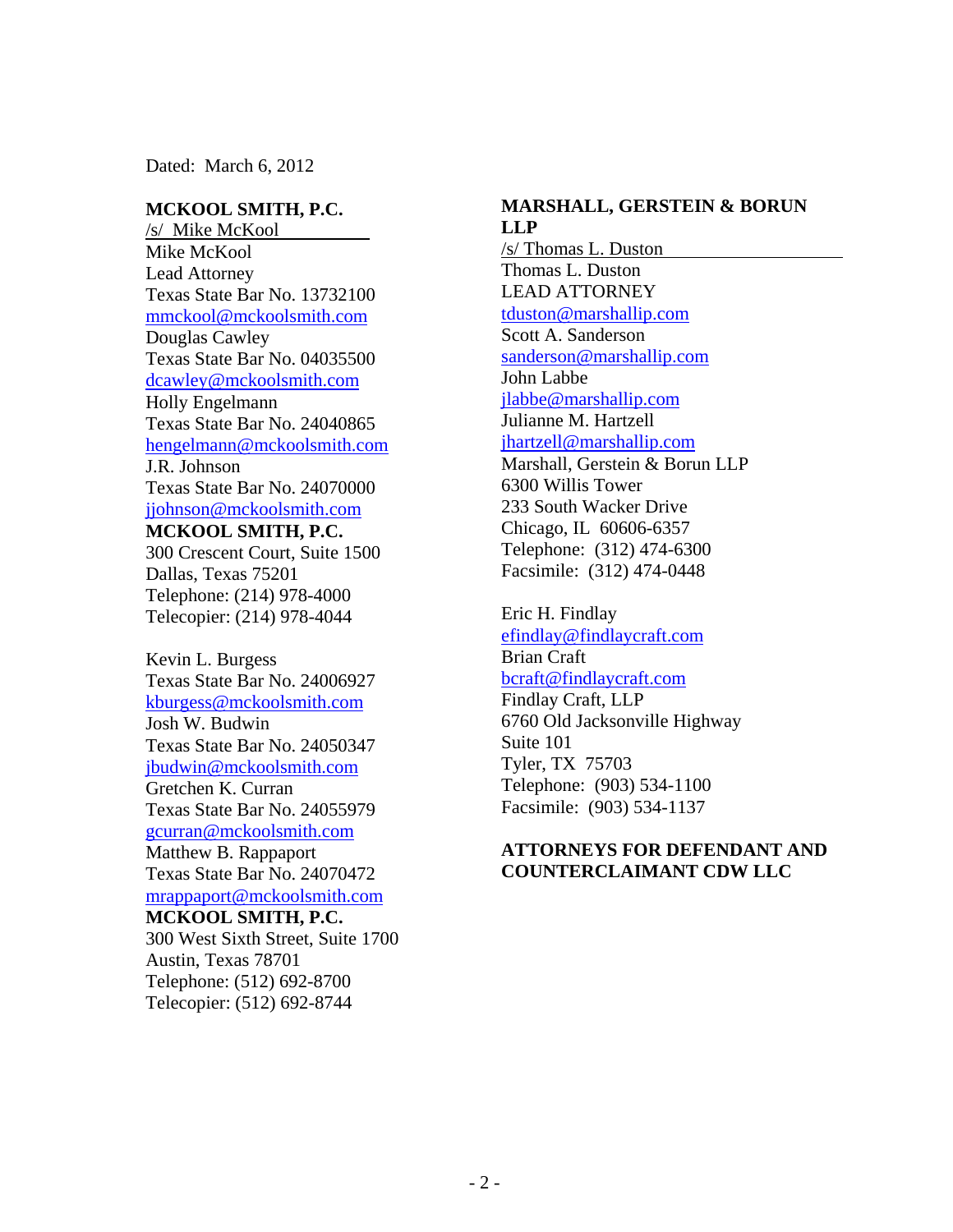Dated: March 6, 2012

**MCKOOL SMITH, P.C.**
/s/ Mike McKool
Mike McKool
Lead Attorney
Texas State Bar No. 13732100
mmckool@mckoolsmith.com
Douglas Cawley
Texas State Bar No. 04035500
dcawley@mckoolsmith.com
Holly Engelmann
Texas State Bar No. 24040865
hengelmann@mckoolsmith.com
J.R. Johnson
Texas State Bar No. 24070000
jjohnson@mckoolsmith.com
**MCKOOL SMITH, P.C.**
300 Crescent Court, Suite 1500
Dallas, Texas 75201
Telephone: (214) 978-4000
Telecopier: (214) 978-4044

Kevin L. Burgess
Texas State Bar No. 24006927
kburgess@mckoolsmith.com
Josh W. Budwin
Texas State Bar No. 24050347
jbudwin@mckoolsmith.com
Gretchen K. Curran
Texas State Bar No. 24055979
gcurran@mckoolsmith.com
Matthew B. Rappaport
Texas State Bar No. 24070472
mrappaport@mckoolsmith.com
**MCKOOL SMITH, P.C.**
300 West Sixth Street, Suite 1700
Austin, Texas 78701
Telephone: (512) 692-8700
Telecopier: (512) 692-8744

**MARSHALL, GERSTEIN & BORUN LLP**
/s/ Thomas L. Duston
Thomas L. Duston
LEAD ATTORNEY
tduston@marshallip.com
Scott A. Sanderson
sanderson@marshallip.com
John Labbe
jlabbe@marshallip.com
Julianne M. Hartzell
jhartzell@marshallip.com
Marshall, Gerstein & Borun LLP
6300 Willis Tower
233 South Wacker Drive
Chicago, IL 60606-6357
Telephone: (312) 474-6300
Facsimile: (312) 474-0448

Eric H. Findlay
efindlay@findlaycraft.com
Brian Craft
bcraft@findlaycraft.com
Findlay Craft, LLP
6760 Old Jacksonville Highway
Suite 101
Tyler, TX 75703
Telephone: (903) 534-1100
Facsimile: (903) 534-1137

**ATTORNEYS FOR DEFENDANT AND COUNTERCLAIMANT CDW LLC**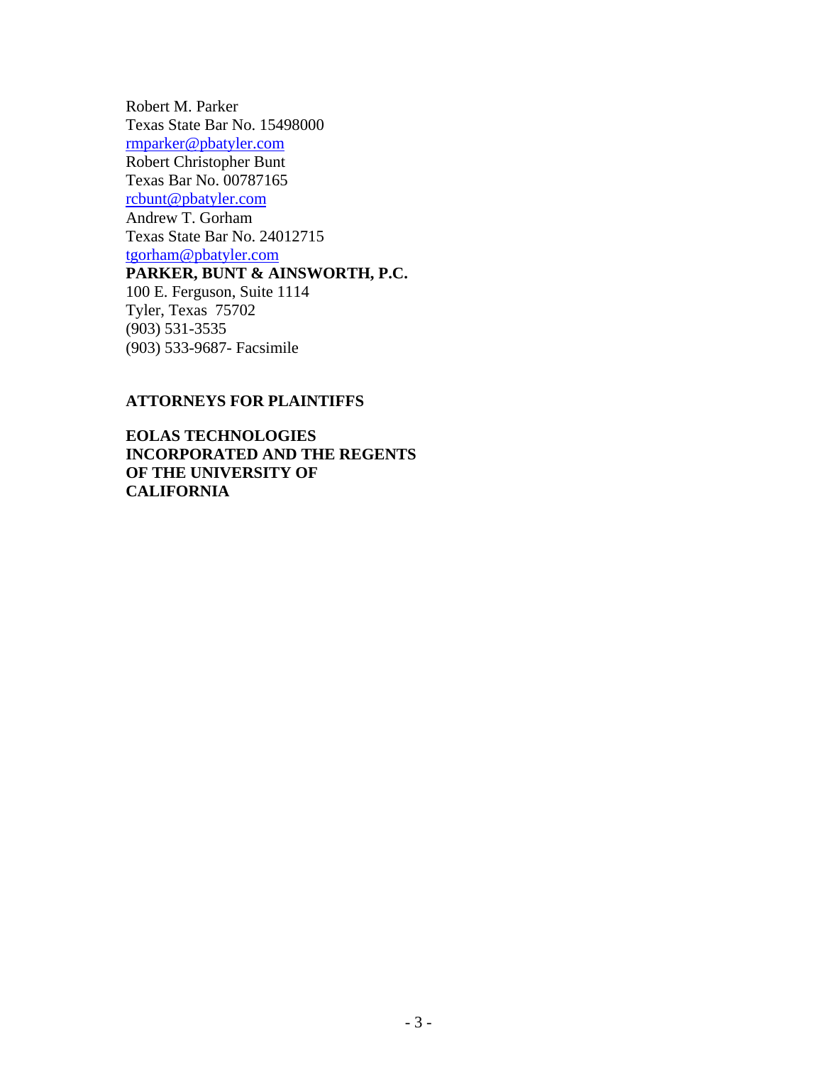Robert M. Parker
Texas State Bar No. 15498000
rmparker@pbatyler.com
Robert Christopher Bunt
Texas Bar No. 00787165
rcbunt@pbatyler.com
Andrew T. Gorham
Texas State Bar No. 24012715
tgorham@pbatyler.com
**PARKER, BUNT & AINSWORTH, P.C.**
100 E. Ferguson, Suite 1114
Tyler, Texas 75702
(903) 531-3535
(903) 533-9687- Facsimile

**ATTORNEYS FOR PLAINTIFFS**

**EOLAS TECHNOLOGIES INCORPORATED AND THE REGENTS OF THE UNIVERSITY OF CALIFORNIA**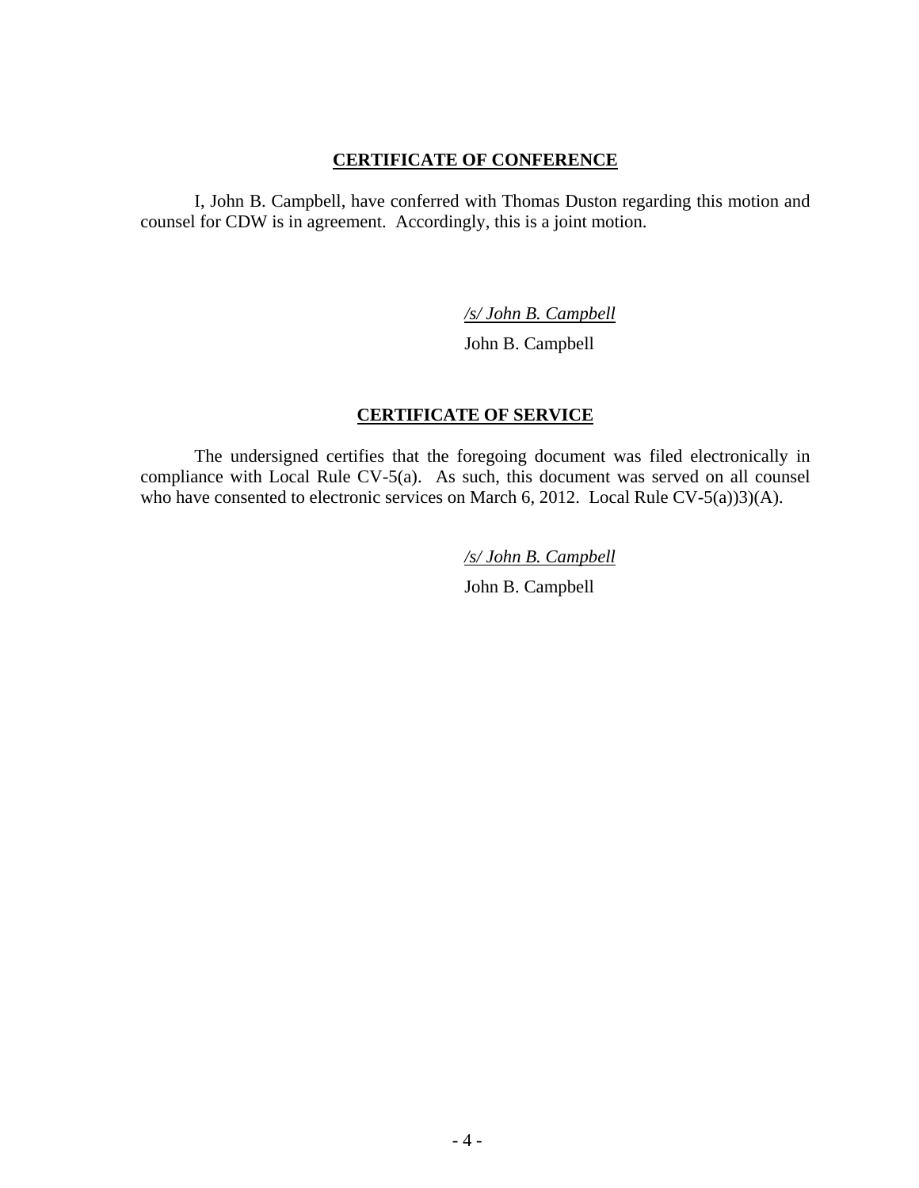## CERTIFICATE OF CONFERENCE

I, John B. Campbell, have conferred with Thomas Duston regarding this motion and counsel for CDW is in agreement. Accordingly, this is a joint motion.

*/s/ John B. Campbell*
John B. Campbell

## CERTIFICATE OF SERVICE

The undersigned certifies that the foregoing document was filed electronically in compliance with Local Rule CV-5(a). As such, this document was served on all counsel who have consented to electronic services on March 6, 2012. Local Rule CV-5(a))3)(A).

*/s/ John B. Campbell*
John B. Campbell